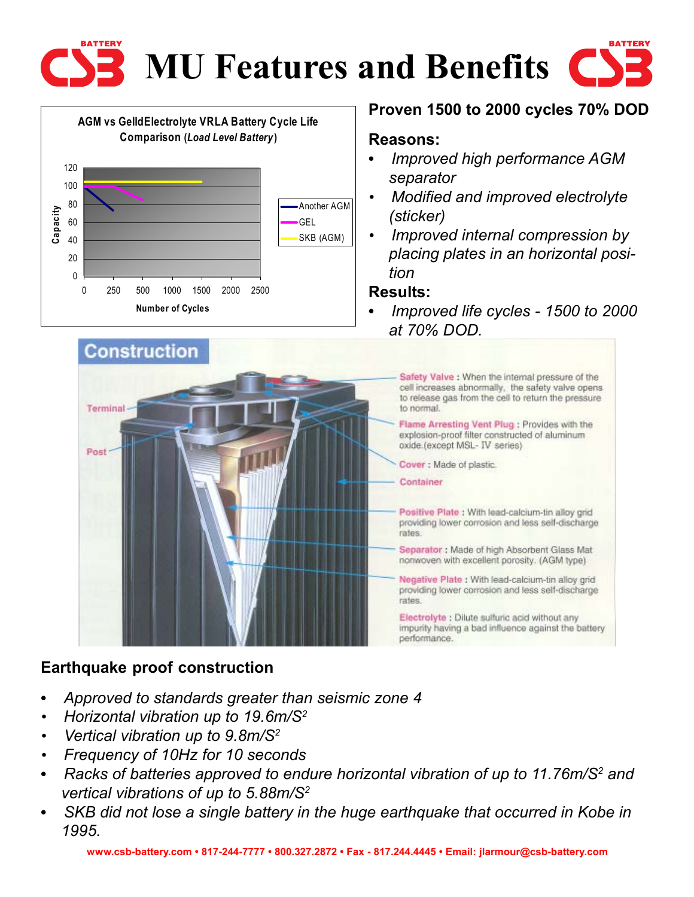# MU Features and Benefits

AGM vs GellElectrolyte VRLA Battery Cycle Life Comparison (*Load Level Battery*)

Capacity

Number of Cycles

Another AGM

GEL

SKB (AGM)

## Proven 1500 to 2000 cycles 70% DOD

### Reasons:

- *Improved high performance AGM separator*
- *Modified and improved electrolyte (sticker)*
- *Improved internal compression by placing plates in an horizontal position*

### Results:

- *Improved life cycles - 1500 to 2000 at 70% DOD.*

## Construction

Terminal

Post

**Safety Valve** : When the internal pressure of the cell increases abnormally, the safety valve opens to release gas from the cell to return the pressure to normal.

**Flame Arresting Vent Plug** : Provides with the explosion-proof filter constructed of aluminum oxide.(except MSL- IV series)

**Cover** : Made of plastic.

**Container**

**Positive Plate** : With lead-calcium-tin alloy grid providing lower corrosion and less self-discharge rates.

**Separator** : Made of high Absorbent Glass Mat nonwoven with excellent porosity. (AGM type)

**Negative Plate** : With lead-calcium-tin alloy grid providing lower corrosion and less self-discharge rates.

**Electrolyte** : Dilute sulfuric acid without any impurity having a bad influence against the battery performance.

## Earthquake proof construction

- *Approved to standards greater than seismic zone 4*
- *Horizontal vibration up to 19.6m/S$^2$*
- *Vertical vibration up to 9.8m/S$^2$*
- *Frequency of 10Hz for 10 seconds*
- *Racks of batteries approved to endure horizontal vibration of up to 11.76m/S$^2$ and vertical vibrations of up to 5.88m/S$^2$*
- *SKB did not lose a single battery in the huge earthquake that occurred in Kobe in 1995.*

www.csb-battery.com • 817-244-7777 • 800.327.2872 • Fax - 817.244.4445 • Email: jlarmour@csb-battery.com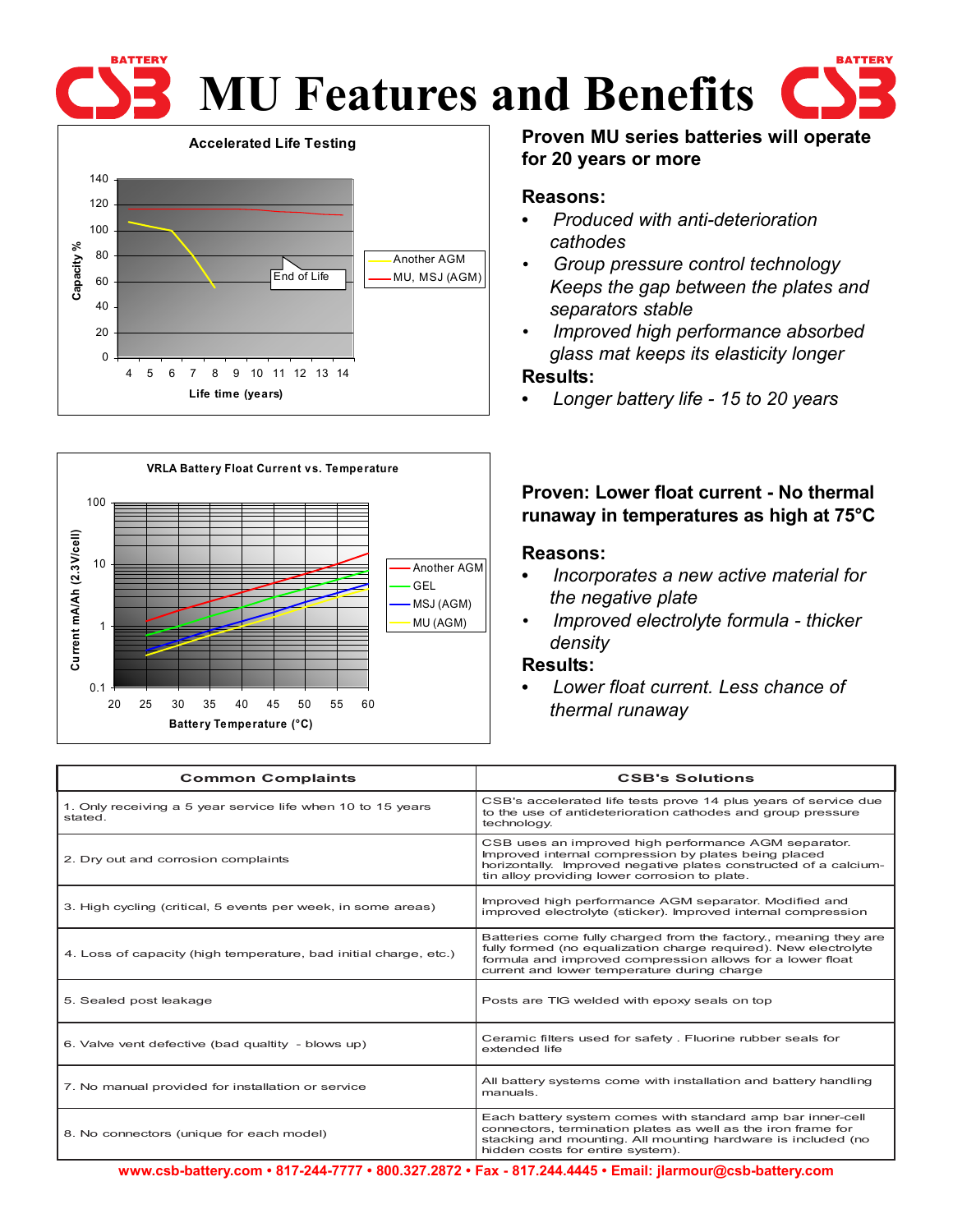# MU Features and Benefits

Accelerated Life Testing

Capacity %

140
120
100
80
60
40
20
0

4 5 6 7 8 9 10 11 12 13 14

Life time (years)

End of Life

Another AGM
MU, MSJ (AGM)

**Proven MU series batteries will operate for 20 years or more**

**Reasons:**

- *Produced with anti-deterioration cathodes*
- *Group pressure control technology Keeps the gap between the plates and separators stable*
- *Improved high performance absorbed glass mat keeps its elasticity longer*

**Results:**

- *Longer battery life - 15 to 20 years*

VRLA Battery Float Current vs. Temperature

Current mA/Ah (2.3V/cell)

100
10
1
0.1

20 25 30 35 40 45 50 55 60

Battery Temperature (°C)

Another AGM
GEL
MSJ (AGM)
MU (AGM)

**Proven: Lower float current - No thermal runaway in temperatures as high at 75°C**

**Reasons:**

- *Incorporates a new active material for the negative plate*
- *Improved electrolyte formula - thicker density*

**Results:**

- *Lower float current. Less chance of thermal runaway*

| Common Complaints | CSB's Solutions |
|---|---|
| 1. Only receiving a 5 year service life when 10 to 15 years stated. | CSB's accelerated life tests prove 14 plus years of service due to the use of antideterioration cathodes and group pressure technology. |
| 2. Dry out and corrosion complaints | CSB uses an improved high performance AGM separator. Improved internal compression by plates being placed horizontally. Improved negative plates constructed of a calcium-tin alloy providing lower corrosion to plate. |
| 3. High cycling (critical, 5 events per week, in some areas) | Improved high performance AGM separator. Modified and improved electrolyte (sticker). Improved internal compression |
| 4. Loss of capacity (high temperature, bad initial charge, etc.) | Batteries come fully charged from the factory., meaning they are fully formed (no equalization charge required). New electrolyte formula and improved compression allows for a lower float current and lower temperature during charge |
| 5. Sealed post leakage | Posts are TIG welded with epoxy seals on top |
| 6. Valve vent defective (bad qualtity - blows up) | Ceramic filters used for safety . Fluorine rubber seals for extended life |
| 7. No manual provided for installation or service | All battery systems come with installation and battery handling manuals. |
| 8. No connectors (unique for each model) | Each battery system comes with standard amp bar inner-cell connectors, termination plates as well as the iron frame for stacking and mounting. All mounting hardware is included (no hidden costs for entire system). |

**www.csb-battery.com • 817-244-7777 • 800.327.2872 • Fax - 817.244.4445 • Email: jlarmour@csb-battery.com**